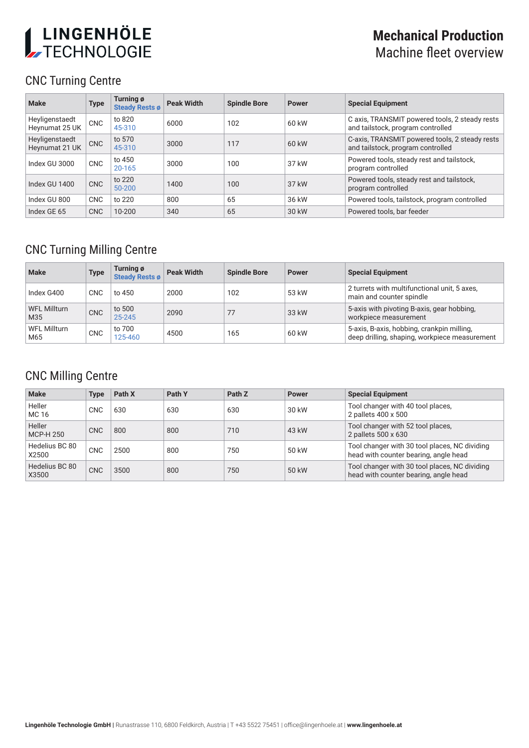# LINGENHÖLE TECHNOLOGIE

**Mechanical Production**
Machine fleet overview

## CNC Turning Centre

| Make | Type | Turning ø<br>Steady Rests ø | Peak Width | Spindle Bore | Power | Special Equipment |
|---|---|---|---|---|---|---|
| Heyligenstaedt Heynumat 25 UK | CNC | to 820<br>45-310 | 6000 | 102 | 60 kW | C axis, TRANSMIT powered tools, 2 steady rests and tailstock, program controlled |
| Heyligenstaedt Heynumat 21 UK | CNC | to 570<br>45-310 | 3000 | 117 | 60 kW | C-axis, TRANSMIT powered tools, 2 steady rests and tailstock, program controlled |
| Index GU 3000 | CNC | to 450<br>20-165 | 3000 | 100 | 37 kW | Powered tools, steady rest and tailstock, program controlled |
| Index GU 1400 | CNC | to 220<br>50-200 | 1400 | 100 | 37 kW | Powered tools, steady rest and tailstock, program controlled |
| Index GU 800 | CNC | to 220 | 800 | 65 | 36 kW | Powered tools, tailstock, program controlled |
| Index GE 65 | CNC | 10-200 | 340 | 65 | 30 kW | Powered tools, bar feeder |

## CNC Turning Milling Centre

| Make | Type | Turning ø<br>Steady Rests ø | Peak Width | Spindle Bore | Power | Special Equipment |
|---|---|---|---|---|---|---|
| Index G400 | CNC | to 450 | 2000 | 102 | 53 kW | 2 turrets with multifunctional unit, 5 axes, main and counter spindle |
| WFL Millturn M35 | CNC | to 500<br>25-245 | 2090 | 77 | 33 kW | 5-axis with pivoting B-axis, gear hobbing, workpiece measurement |
| WFL Millturn M65 | CNC | to 700<br>125-460 | 4500 | 165 | 60 kW | 5-axis, B-axis, hobbing, crankpin milling, deep drilling, shaping, workpiece measurement |

## CNC Milling Centre

| Make | Type | Path X | Path Y | Path Z | Power | Special Equipment |
|---|---|---|---|---|---|---|
| Heller MC 16 | CNC | 630 | 630 | 630 | 30 kW | Tool changer with 40 tool places, 2 pallets 400 x 500 |
| Heller MCP-H 250 | CNC | 800 | 800 | 710 | 43 kW | Tool changer with 52 tool places, 2 pallets 500 x 630 |
| Hedelius BC 80 X2500 | CNC | 2500 | 800 | 750 | 50 kW | Tool changer with 30 tool places, NC dividing head with counter bearing, angle head |
| Hedelius BC 80 X3500 | CNC | 3500 | 800 | 750 | 50 kW | Tool changer with 30 tool places, NC dividing head with counter bearing, angle head |

**Lingenhöle Technologie GmbH** | Runastrasse 110, 6800 Feldkirch, Austria | T +43 5522 75451 | office@lingenhoele.at | **www.lingenhoele.at**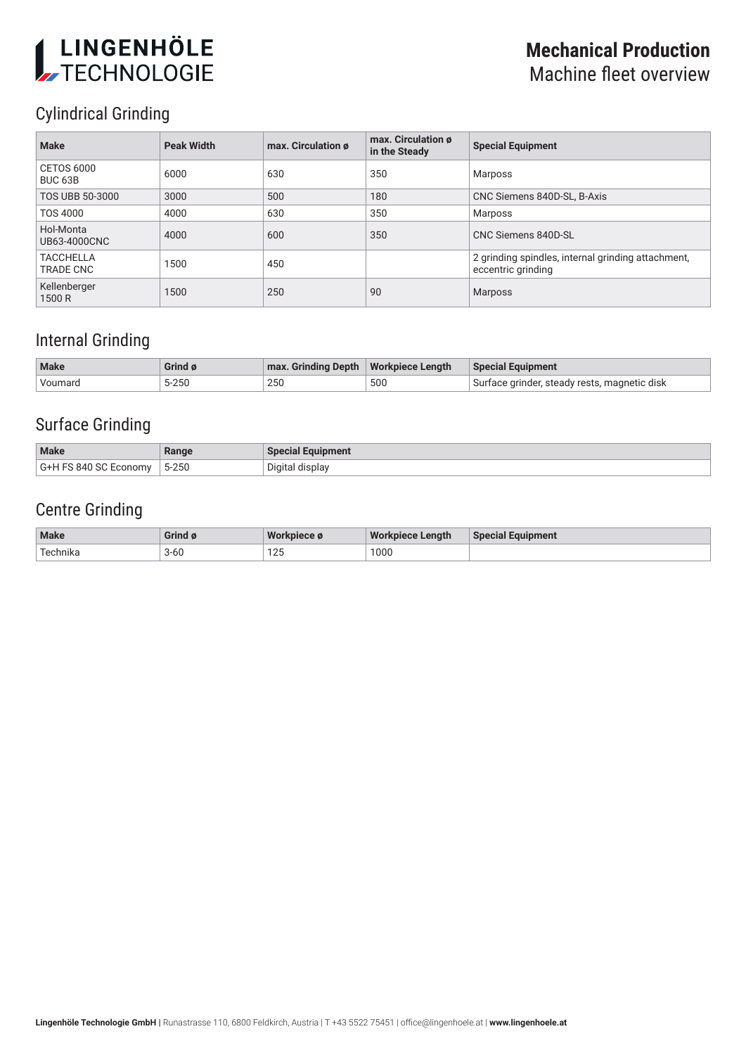# Mechanical Production
Machine fleet overview

## Cylindrical Grinding

| Make | Peak Width | max. Circulation ø | max. Circulation ø in the Steady | Special Equipment |
|---|---|---|---|---|
| CETOS 6000 BUC 63B | 6000 | 630 | 350 | Marposs |
| TOS UBB 50-3000 | 3000 | 500 | 180 | CNC Siemens 840D-SL, B-Axis |
| TOS 4000 | 4000 | 630 | 350 | Marposs |
| Hol-Monta UB63-4000CNC | 4000 | 600 | 350 | CNC Siemens 840D-SL |
| TACCHELLA TRADE CNC | 1500 | 450 | | 2 grinding spindles, internal grinding attachment, eccentric grinding |
| Kellenberger 1500 R | 1500 | 250 | 90 | Marposs |

## Internal Grinding

| Make | Grind ø | max. Grinding Depth | Workpiece Length | Special Equipment |
|---|---|---|---|---|
| Voumard | 5-250 | 250 | 500 | Surface grinder, steady rests, magnetic disk |

## Surface Grinding

| Make | Range | Special Equipment |
|---|---|---|
| G+H FS 840 SC Economy | 5-250 | Digital display |

## Centre Grinding

| Make | Grind ø | Workpiece ø | Workpiece Length | Special Equipment |
|---|---|---|---|---|
| Technika | 3-60 | 125 | 1000 | |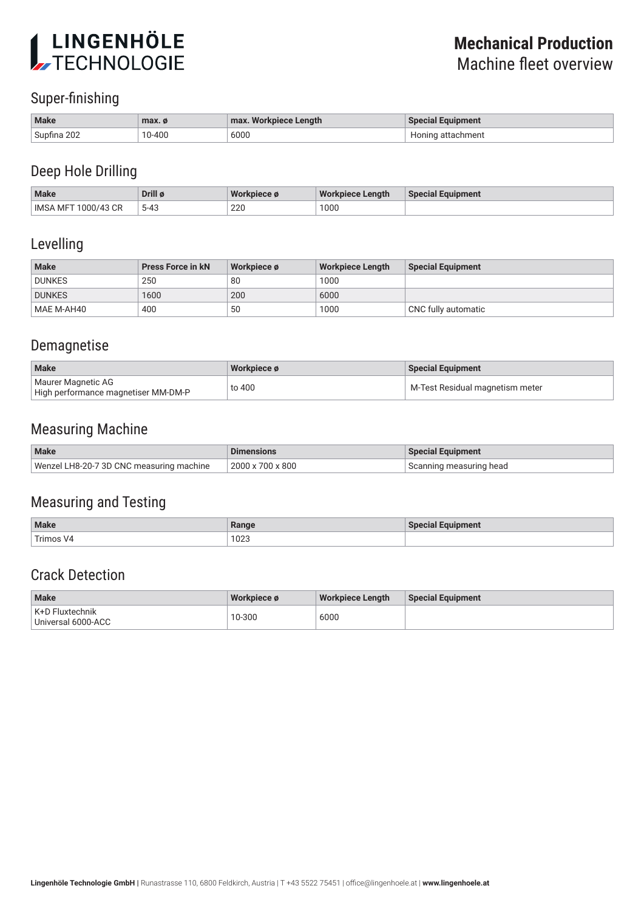# LINGENHÖLE TECHNOLOGIE

**Mechanical Production**
Machine fleet overview

## Super-finishing

| Make | max. ø | max. Workpiece Length | Special Equipment |
|---|---|---|---|
| Supfina 202 | 10-400 | 6000 | Honing attachment |

## Deep Hole Drilling

| Make | Drill ø | Workpiece ø | Workpiece Length | Special Equipment |
|---|---|---|---|---|
| IMSA MFT 1000/43 CR | 5-43 | 220 | 1000 | |

## Levelling

| Make | Press Force in kN | Workpiece ø | Workpiece Length | Special Equipment |
|---|---|---|---|---|
| DUNKES | 250 | 80 | 1000 | |
| DUNKES | 1600 | 200 | 6000 | |
| MAE M-AH40 | 400 | 50 | 1000 | CNC fully automatic |

## Demagnetise

| Make | Workpiece ø | Special Equipment |
|---|---|---|
| Maurer Magnetic AG<br>High performance magnetiser MM-DM-P | to 400 | M-Test Residual magnetism meter |

## Measuring Machine

| Make | Dimensions | Special Equipment |
|---|---|---|
| Wenzel LH8-20-7 3D CNC measuring machine | 2000 x 700 x 800 | Scanning measuring head |

## Measuring and Testing

| Make | Range | Special Equipment |
|---|---|---|
| Trimos V4 | 1023 | |

## Crack Detection

| Make | Workpiece ø | Workpiece Length | Special Equipment |
|---|---|---|---|
| K+D Fluxtechnik<br>Universal 6000-ACC | 10-300 | 6000 | |

**Lingenhöle Technologie GmbH** | Runastrasse 110, 6800 Feldkirch, Austria | T +43 5522 75451 | office@lingenhoele.at | **www.lingenhoele.at**